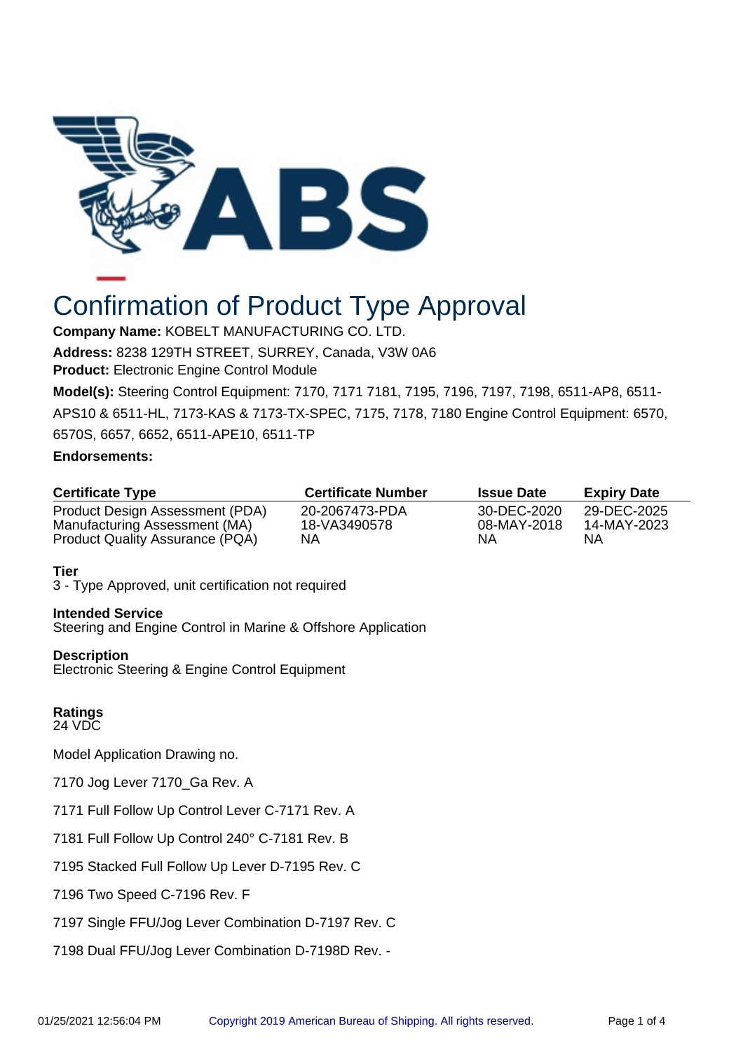# Confirmation of Product Type Approval

**Company Name:** KOBELT MANUFACTURING CO. LTD.

**Address:** 8238 129TH STREET, SURREY, Canada, V3W 0A6

**Product:** Electronic Engine Control Module

**Model(s):** Steering Control Equipment: 7170, 7171 7181, 7195, 7196, 7197, 7198, 6511-AP8, 6511-APS10 & 6511-HL, 7173-KAS & 7173-TX-SPEC, 7175, 7178, 7180 Engine Control Equipment: 6570, 6570S, 6657, 6652, 6511-APE10, 6511-TP

**Endorsements:**

| Certificate Type | Certificate Number | Issue Date | Expiry Date |
|---|---|---|---|
| Product Design Assessment (PDA) | 20-2067473-PDA | 30-DEC-2020 | 29-DEC-2025 |
| Manufacturing Assessment (MA) | 18-VA3490578 | 08-MAY-2018 | 14-MAY-2023 |
| Product Quality Assurance (PQA) | NA | NA | NA |

**Tier**
3 - Type Approved, unit certification not required

**Intended Service**
Steering and Engine Control in Marine & Offshore Application

**Description**
Electronic Steering & Engine Control Equipment

**Ratings**
24 VDC

Model Application Drawing no.

7170 Jog Lever 7170_Ga Rev. A

7171 Full Follow Up Control Lever C-7171 Rev. A

7181 Full Follow Up Control 240° C-7181 Rev. B

7195 Stacked Full Follow Up Lever D-7195 Rev. C

7196 Two Speed C-7196 Rev. F

7197 Single FFU/Jog Lever Combination D-7197 Rev. C

7198 Dual FFU/Jog Lever Combination D-7198D Rev. -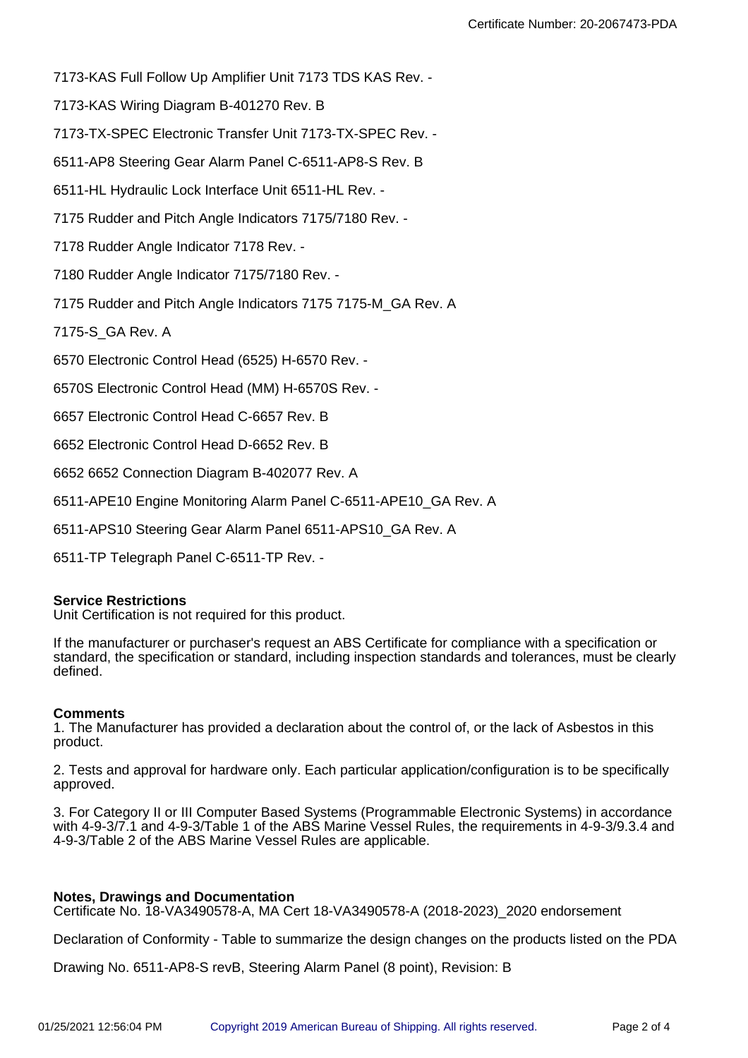7173-KAS Full Follow Up Amplifier Unit 7173 TDS KAS Rev. -

7173-KAS Wiring Diagram B-401270 Rev. B

7173-TX-SPEC Electronic Transfer Unit 7173-TX-SPEC Rev. -

6511-AP8 Steering Gear Alarm Panel C-6511-AP8-S Rev. B

6511-HL Hydraulic Lock Interface Unit 6511-HL Rev. -

7175 Rudder and Pitch Angle Indicators 7175/7180 Rev. -

7178 Rudder Angle Indicator 7178 Rev. -

7180 Rudder Angle Indicator 7175/7180 Rev. -

7175 Rudder and Pitch Angle Indicators 7175 7175-M_GA Rev. A

7175-S_GA Rev. A

6570 Electronic Control Head (6525) H-6570 Rev. -

6570S Electronic Control Head (MM) H-6570S Rev. -

6657 Electronic Control Head C-6657 Rev. B

6652 Electronic Control Head D-6652 Rev. B

6652 6652 Connection Diagram B-402077 Rev. A

6511-APE10 Engine Monitoring Alarm Panel C-6511-APE10_GA Rev. A

6511-APS10 Steering Gear Alarm Panel 6511-APS10_GA Rev. A

6511-TP Telegraph Panel C-6511-TP Rev. -

**Service Restrictions**

Unit Certification is not required for this product.

If the manufacturer or purchaser's request an ABS Certificate for compliance with a specification or standard, the specification or standard, including inspection standards and tolerances, must be clearly defined.

**Comments**

1. The Manufacturer has provided a declaration about the control of, or the lack of Asbestos in this product.

2. Tests and approval for hardware only. Each particular application/configuration is to be specifically approved.

3. For Category II or III Computer Based Systems (Programmable Electronic Systems) in accordance with 4-9-3/7.1 and 4-9-3/Table 1 of the ABS Marine Vessel Rules, the requirements in 4-9-3/9.3.4 and 4-9-3/Table 2 of the ABS Marine Vessel Rules are applicable.

**Notes, Drawings and Documentation**

Certificate No. 18-VA3490578-A, MA Cert 18-VA3490578-A (2018-2023)_2020 endorsement

Declaration of Conformity - Table to summarize the design changes on the products listed on the PDA

Drawing No. 6511-AP8-S revB, Steering Alarm Panel (8 point), Revision: B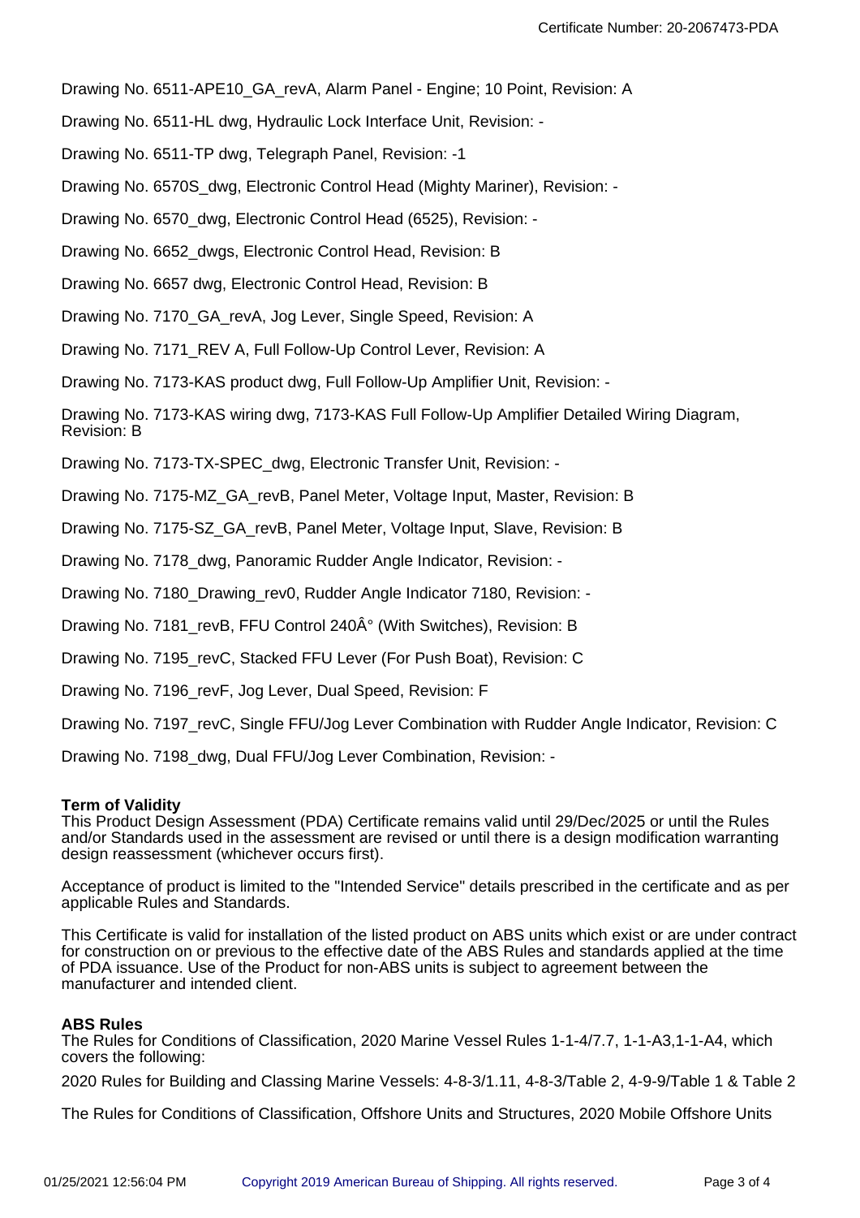Drawing No. 6511-APE10_GA_revA, Alarm Panel - Engine; 10 Point, Revision: A

Drawing No. 6511-HL dwg, Hydraulic Lock Interface Unit, Revision: -

Drawing No. 6511-TP dwg, Telegraph Panel, Revision: -1

Drawing No. 6570S_dwg, Electronic Control Head (Mighty Mariner), Revision: -

Drawing No. 6570_dwg, Electronic Control Head (6525), Revision: -

Drawing No. 6652_dwgs, Electronic Control Head, Revision: B

Drawing No. 6657 dwg, Electronic Control Head, Revision: B

Drawing No. 7170_GA_revA, Jog Lever, Single Speed, Revision: A

Drawing No. 7171_REV A, Full Follow-Up Control Lever, Revision: A

Drawing No. 7173-KAS product dwg, Full Follow-Up Amplifier Unit, Revision: -

Drawing No. 7173-KAS wiring dwg, 7173-KAS Full Follow-Up Amplifier Detailed Wiring Diagram, Revision: B

Drawing No. 7173-TX-SPEC_dwg, Electronic Transfer Unit, Revision: -

Drawing No. 7175-MZ_GA_revB, Panel Meter, Voltage Input, Master, Revision: B

Drawing No. 7175-SZ_GA_revB, Panel Meter, Voltage Input, Slave, Revision: B

Drawing No. 7178_dwg, Panoramic Rudder Angle Indicator, Revision: -

Drawing No. 7180_Drawing_rev0, Rudder Angle Indicator 7180, Revision: -

Drawing No. 7181_revB, FFU Control 240Â° (With Switches), Revision: B

Drawing No. 7195_revC, Stacked FFU Lever (For Push Boat), Revision: C

Drawing No. 7196_revF, Jog Lever, Dual Speed, Revision: F

Drawing No. 7197_revC, Single FFU/Jog Lever Combination with Rudder Angle Indicator, Revision: C

Drawing No. 7198_dwg, Dual FFU/Jog Lever Combination, Revision: -

**Term of Validity**
This Product Design Assessment (PDA) Certificate remains valid until 29/Dec/2025 or until the Rules and/or Standards used in the assessment are revised or until there is a design modification warranting design reassessment (whichever occurs first).

Acceptance of product is limited to the "Intended Service" details prescribed in the certificate and as per applicable Rules and Standards.

This Certificate is valid for installation of the listed product on ABS units which exist or are under contract for construction on or previous to the effective date of the ABS Rules and standards applied at the time of PDA issuance. Use of the Product for non-ABS units is subject to agreement between the manufacturer and intended client.

**ABS Rules**
The Rules for Conditions of Classification, 2020 Marine Vessel Rules 1-1-4/7.7, 1-1-A3,1-1-A4, which covers the following:

2020 Rules for Building and Classing Marine Vessels: 4-8-3/1.11, 4-8-3/Table 2, 4-9-9/Table 1 & Table 2

The Rules for Conditions of Classification, Offshore Units and Structures, 2020 Mobile Offshore Units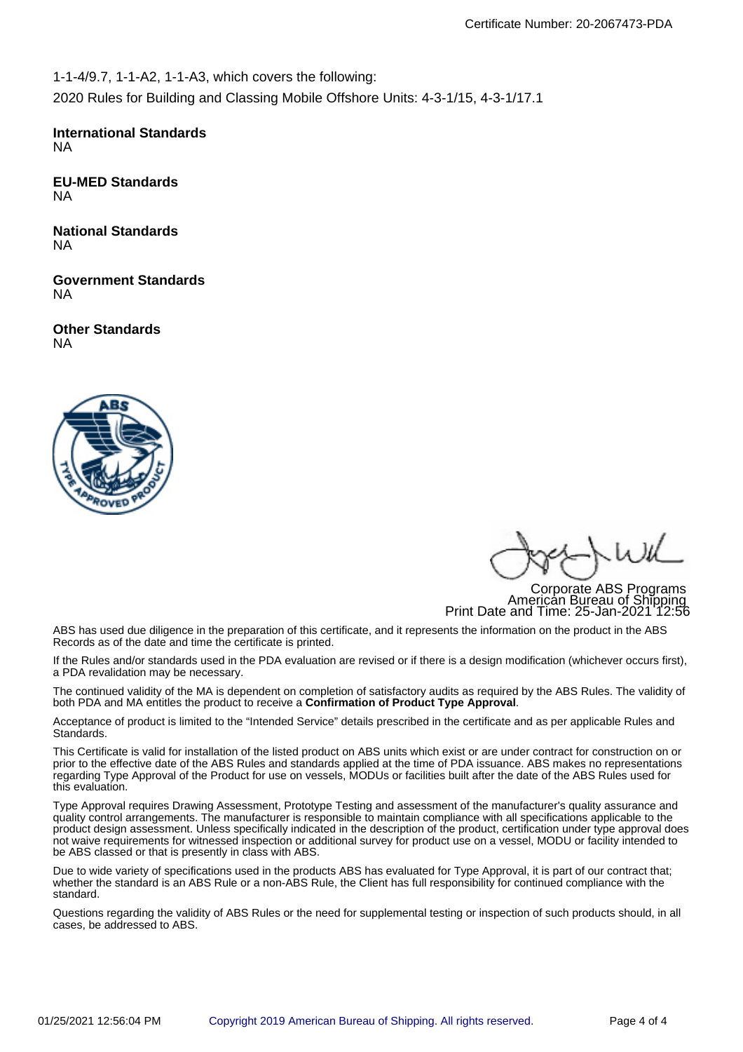1-1-4/9.7, 1-1-A2, 1-1-A3, which covers the following:

2020 Rules for Building and Classing Mobile Offshore Units: 4-3-1/15, 4-3-1/17.1

**International Standards**
NA

**EU-MED Standards**
NA

**National Standards**
NA

**Government Standards**
NA

**Other Standards**
NA

Corporate ABS Programs
American Bureau of Shipping
Print Date and Time: 25-Jan-2021 12:56

ABS has used due diligence in the preparation of this certificate, and it represents the information on the product in the ABS Records as of the date and time the certificate is printed.

If the Rules and/or standards used in the PDA evaluation are revised or if there is a design modification (whichever occurs first), a PDA revalidation may be necessary.

The continued validity of the MA is dependent on completion of satisfactory audits as required by the ABS Rules. The validity of both PDA and MA entitles the product to receive a **Confirmation of Product Type Approval**.

Acceptance of product is limited to the "Intended Service" details prescribed in the certificate and as per applicable Rules and Standards.

This Certificate is valid for installation of the listed product on ABS units which exist or are under contract for construction on or prior to the effective date of the ABS Rules and standards applied at the time of PDA issuance. ABS makes no representations regarding Type Approval of the Product for use on vessels, MODUs or facilities built after the date of the ABS Rules used for this evaluation.

Type Approval requires Drawing Assessment, Prototype Testing and assessment of the manufacturer's quality assurance and quality control arrangements. The manufacturer is responsible to maintain compliance with all specifications applicable to the product design assessment. Unless specifically indicated in the description of the product, certification under type approval does not waive requirements for witnessed inspection or additional survey for product use on a vessel, MODU or facility intended to be ABS classed or that is presently in class with ABS.

Due to wide variety of specifications used in the products ABS has evaluated for Type Approval, it is part of our contract that; whether the standard is an ABS Rule or a non-ABS Rule, the Client has full responsibility for continued compliance with the standard.

Questions regarding the validity of ABS Rules or the need for supplemental testing or inspection of such products should, in all cases, be addressed to ABS.